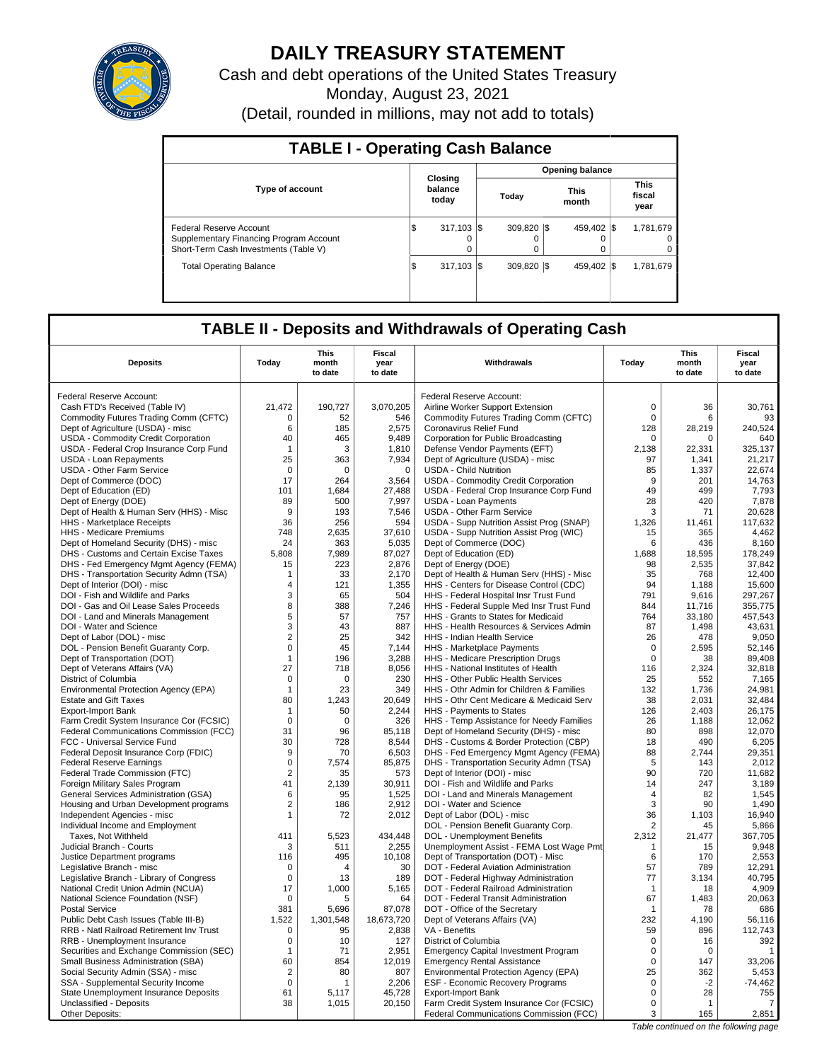# DAILY TREASURY STATEMENT

Cash and debt operations of the United States Treasury

Monday, August 23, 2021

(Detail, rounded in millions, may not add to totals)

## TABLE I - Operating Cash Balance

| Type of account | Closing balance today | Opening balance Today | Opening balance This month | Opening balance This fiscal year |
|---|---|---|---|---|
| Federal Reserve Account | $ 317,103 | $ 309,820 | $ 459,402 | $ 1,781,679 |
| Supplementary Financing Program Account | 0 | 0 | 0 | 0 |
| Short-Term Cash Investments (Table V) | 0 | 0 | 0 | 0 |
| Total Operating Balance | $ 317,103 | $ 309,820 | $ 459,402 | $ 1,781,679 |

## TABLE II - Deposits and Withdrawals of Operating Cash

| Deposits | Today | This month to date | Fiscal year to date | Withdrawals | Today | This month to date | Fiscal year to date |
|---|---|---|---|---|---|---|---|
| Federal Reserve Account: | | | | Federal Reserve Account: | | | |
| Cash FTD's Received (Table IV) | 21,472 | 190,727 | 3,070,205 | Airline Worker Support Extension | 0 | 36 | 30,761 |
| Commodity Futures Trading Comm (CFTC) | 0 | 52 | 546 | Commodity Futures Trading Comm (CFTC) | 0 | 6 | 93 |
| Dept of Agriculture (USDA) - misc | 6 | 185 | 2,575 | Coronavirus Relief Fund | 128 | 28,219 | 240,524 |
| USDA - Commodity Credit Corporation | 40 | 465 | 9,489 | Corporation for Public Broadcasting | 0 | 0 | 640 |
| USDA - Federal Crop Insurance Corp Fund | 1 | 3 | 1,810 | Defense Vendor Payments (EFT) | 2,138 | 22,331 | 325,137 |
| USDA - Loan Repayments | 25 | 363 | 7,934 | Dept of Agriculture (USDA) - misc | 97 | 1,341 | 21,217 |
| USDA - Other Farm Service | 0 | 0 | 0 | USDA - Child Nutrition | 85 | 1,337 | 22,674 |
| Dept of Commerce (DOC) | 17 | 264 | 3,564 | USDA - Commodity Credit Corporation | 9 | 201 | 14,763 |
| Dept of Education (ED) | 101 | 1,684 | 27,488 | USDA - Federal Crop Insurance Corp Fund | 49 | 499 | 7,793 |
| Dept of Energy (DOE) | 89 | 500 | 7,997 | USDA - Loan Payments | 28 | 420 | 7,878 |
| Dept of Health & Human Serv (HHS) - Misc | 9 | 193 | 7,546 | USDA - Other Farm Service | 3 | 71 | 20,628 |
| HHS - Marketplace Receipts | 36 | 256 | 594 | USDA - Supp Nutrition Assist Prog (SNAP) | 1,326 | 11,461 | 117,632 |
| HHS - Medicare Premiums | 748 | 2,635 | 37,610 | USDA - Supp Nutrition Assist Prog (WIC) | 15 | 365 | 4,462 |
| Dept of Homeland Security (DHS) - misc | 24 | 363 | 5,035 | Dept of Commerce (DOC) | 6 | 436 | 8,160 |
| DHS - Customs and Certain Excise Taxes | 5,808 | 7,989 | 87,027 | Dept of Education (ED) | 1,688 | 18,595 | 178,249 |
| DHS - Fed Emergency Mgmt Agency (FEMA) | 15 | 223 | 2,876 | Dept of Energy (DOE) | 98 | 2,535 | 37,842 |
| DHS - Transportation Security Admn (TSA) | 1 | 33 | 2,170 | Dept of Health & Human Serv (HHS) - Misc | 35 | 768 | 12,400 |
| Dept of Interior (DOI) - misc | 4 | 121 | 1,355 | HHS - Centers for Disease Control (CDC) | 94 | 1,188 | 15,600 |
| DOI - Fish and Wildlife and Parks | 3 | 65 | 504 | HHS - Federal Hospital Insr Trust Fund | 791 | 9,616 | 297,267 |
| DOI - Gas and Oil Lease Sales Proceeds | 8 | 388 | 7,246 | HHS - Federal Supple Med Insr Trust Fund | 844 | 11,716 | 355,775 |
| DOI - Land and Minerals Management | 5 | 57 | 757 | HHS - Grants to States for Medicaid | 764 | 33,180 | 457,543 |
| DOI - Water and Science | 3 | 43 | 887 | HHS - Health Resources & Services Admin | 87 | 1,498 | 43,631 |
| Dept of Labor (DOL) - misc | 2 | 25 | 342 | HHS - Indian Health Service | 26 | 478 | 9,050 |
| DOL - Pension Benefit Guaranty Corp. | 0 | 45 | 7,144 | HHS - Marketplace Payments | 0 | 2,595 | 52,146 |
| Dept of Transportation (DOT) | 1 | 196 | 3,288 | HHS - Medicare Prescription Drugs | 0 | 38 | 89,408 |
| Dept of Veterans Affairs (VA) | 27 | 718 | 8,056 | HHS - National Institutes of Health | 116 | 2,324 | 32,818 |
| District of Columbia | 0 | 0 | 230 | HHS - Other Public Health Services | 25 | 552 | 7,165 |
| Environmental Protection Agency (EPA) | 1 | 23 | 349 | HHS - Othr Admin for Children & Families | 132 | 1,736 | 24,981 |
| Estate and Gift Taxes | 80 | 1,243 | 20,649 | HHS - Othr Cent Medicare & Medicaid Serv | 38 | 2,031 | 32,484 |
| Export-Import Bank | 1 | 50 | 2,244 | HHS - Payments to States | 126 | 2,403 | 26,175 |
| Farm Credit System Insurance Cor (FCSIC) | 0 | 0 | 326 | HHS - Temp Assistance for Needy Families | 26 | 1,188 | 12,062 |
| Federal Communications Commission (FCC) | 31 | 96 | 85,118 | Dept of Homeland Security (DHS) - misc | 80 | 898 | 12,070 |
| FCC - Universal Service Fund | 30 | 728 | 8,544 | DHS - Customs & Border Protection (CBP) | 18 | 490 | 6,205 |
| Federal Deposit Insurance Corp (FDIC) | 9 | 70 | 6,503 | DHS - Fed Emergency Mgmt Agency (FEMA) | 88 | 2,744 | 29,351 |
| Federal Reserve Earnings | 0 | 7,574 | 85,875 | DHS - Transportation Security Admn (TSA) | 5 | 143 | 2,012 |
| Federal Trade Commission (FTC) | 2 | 35 | 573 | Dept of Interior (DOI) - misc | 90 | 720 | 11,682 |
| Foreign Military Sales Program | 41 | 2,139 | 30,911 | DOI - Fish and Wildlife and Parks | 14 | 247 | 3,189 |
| General Services Administration (GSA) | 6 | 95 | 1,525 | DOI - Land and Minerals Management | 4 | 82 | 1,545 |
| Housing and Urban Development programs | 2 | 186 | 2,912 | DOI - Water and Science | 3 | 90 | 1,490 |
| Independent Agencies - misc | 1 | 72 | 2,012 | Dept of Labor (DOL) - misc | 36 | 1,103 | 16,940 |
| Individual Income and Employment | | | | DOL - Pension Benefit Guaranty Corp. | 2 | 45 | 5,866 |
| Taxes, Not Withheld | 411 | 5,523 | 434,448 | DOL - Unemployment Benefits | 2,312 | 21,477 | 367,705 |
| Judicial Branch - Courts | 3 | 511 | 2,255 | Unemployment Assist - FEMA Lost Wage Pmt | 1 | 15 | 9,948 |
| Justice Department programs | 116 | 495 | 10,108 | Dept of Transportation (DOT) - Misc | 6 | 170 | 2,553 |
| Legislative Branch - misc | 0 | 4 | 30 | DOT - Federal Aviation Administration | 57 | 789 | 12,291 |
| Legislative Branch - Library of Congress | 0 | 13 | 189 | DOT - Federal Highway Administration | 77 | 3,134 | 40,795 |
| National Credit Union Admin (NCUA) | 17 | 1,000 | 5,165 | DOT - Federal Railroad Administration | 1 | 18 | 4,909 |
| National Science Foundation (NSF) | 0 | 5 | 64 | DOT - Federal Transit Administration | 67 | 1,483 | 20,063 |
| Postal Service | 381 | 5,696 | 87,078 | DOT - Office of the Secretary | 1 | 78 | 686 |
| Public Debt Cash Issues (Table III-B) | 1,522 | 1,301,548 | 18,673,720 | Dept of Veterans Affairs (VA) | 232 | 4,190 | 56,116 |
| RRB - Natl Railroad Retirement Inv Trust | 0 | 95 | 2,838 | VA - Benefits | 59 | 896 | 112,743 |
| RRB - Unemployment Insurance | 0 | 10 | 127 | District of Columbia | 0 | 16 | 392 |
| Securities and Exchange Commission (SEC) | 1 | 71 | 2,951 | Emergency Capital Investment Program | 0 | 0 | 1 |
| Small Business Administration (SBA) | 60 | 854 | 12,019 | Emergency Rental Assistance | 0 | 147 | 33,206 |
| Social Security Admin (SSA) - misc | 2 | 80 | 807 | Environmental Protection Agency (EPA) | 25 | 362 | 5,453 |
| SSA - Supplemental Security Income | 0 | 1 | 2,206 | ESF - Economic Recovery Programs | 0 | -2 | -74,462 |
| State Unemployment Insurance Deposits | 61 | 5,117 | 45,728 | Export-Import Bank | 0 | 28 | 755 |
| Unclassified - Deposits | 38 | 1,015 | 20,150 | Farm Credit System Insurance Cor (FCSIC) | 0 | 1 | 7 |
| Other Deposits: | | | | Federal Communications Commission (FCC) | 3 | 165 | 2,851 |

*Table continued on the following page*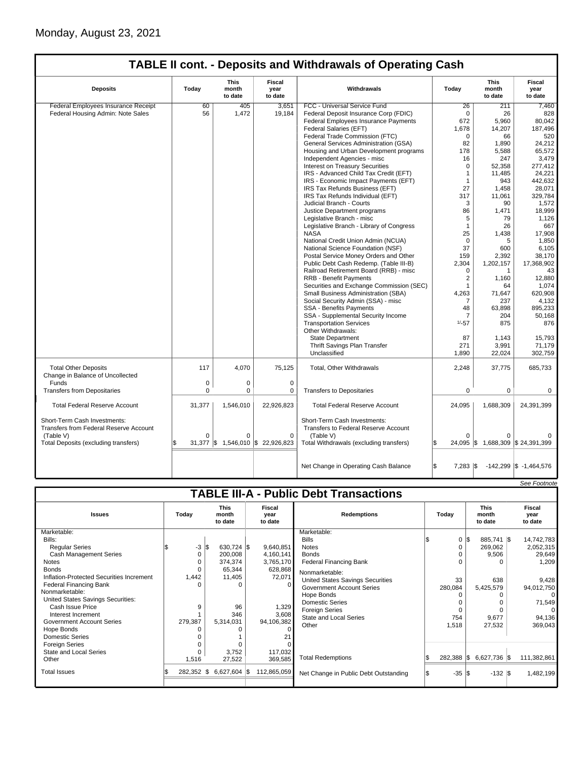Monday, August 23, 2021

## TABLE II cont. - Deposits and Withdrawals of Operating Cash

| Deposits | Today | This month to date | Fiscal year to date | Withdrawals | Today | This month to date | Fiscal year to date |
|---|---|---|---|---|---|---|---|
| Federal Employees Insurance Receipt | 60 | 405 | 3,651 | FCC - Universal Service Fund | 26 | 211 | 7,460 |
| Federal Housing Admin: Note Sales | 56 | 1,472 | 19,184 | Federal Deposit Insurance Corp (FDIC) | 0 | 26 | 828 |
| | | | | Federal Employees Insurance Payments | 672 | 5,960 | 80,042 |
| | | | | Federal Salaries (EFT) | 1,678 | 14,207 | 187,496 |
| | | | | Federal Trade Commission (FTC) | 0 | 66 | 520 |
| | | | | General Services Administration (GSA) | 82 | 1,890 | 24,212 |
| | | | | Housing and Urban Development programs | 178 | 5,588 | 65,572 |
| | | | | Independent Agencies - misc | 16 | 247 | 3,479 |
| | | | | Interest on Treasury Securities | 0 | 52,358 | 277,412 |
| | | | | IRS - Advanced Child Tax Credit (EFT) | 1 | 11,485 | 24,221 |
| | | | | IRS - Economic Impact Payments (EFT) | 1 | 943 | 442,632 |
| | | | | IRS Tax Refunds Business (EFT) | 27 | 1,458 | 28,071 |
| | | | | IRS Tax Refunds Individual (EFT) | 317 | 11,061 | 329,784 |
| | | | | Judicial Branch - Courts | 3 | 90 | 1,572 |
| | | | | Justice Department programs | 86 | 1,471 | 18,999 |
| | | | | Legislative Branch - misc | 5 | 79 | 1,126 |
| | | | | Legislative Branch - Library of Congress | 1 | 26 | 667 |
| | | | | NASA | 25 | 1,438 | 17,908 |
| | | | | National Credit Union Admin (NCUA) | 0 | 5 | 1,850 |
| | | | | National Science Foundation (NSF) | 37 | 600 | 6,105 |
| | | | | Postal Service Money Orders and Other | 159 | 2,392 | 38,170 |
| | | | | Public Debt Cash Redemp. (Table III-B) | 2,304 | 1,202,157 | 17,368,902 |
| | | | | Railroad Retirement Board (RRB) - misc | 0 | 1 | 43 |
| | | | | RRB - Benefit Payments | 2 | 1,160 | 12,880 |
| | | | | Securities and Exchange Commission (SEC) | 1 | 64 | 1,074 |
| | | | | Small Business Administration (SBA) | 4,263 | 71,647 | 620,908 |
| | | | | Social Security Admin (SSA) - misc | 7 | 237 | 4,132 |
| | | | | SSA - Benefits Payments | 48 | 63,898 | 895,233 |
| | | | | SSA - Supplemental Security Income | 7 | 204 | 50,168 |
| | | | | Transportation Services | 1/-57 | 875 | 876 |
| | | | | Other Withdrawals: | | | |
| | | | | State Department | 87 | 1,143 | 15,793 |
| | | | | Thrift Savings Plan Transfer | 271 | 3,991 | 71,179 |
| | | | | Unclassified | 1,890 | 22,024 | 302,759 |
| Total Other Deposits | 117 | 4,070 | 75,125 | Total, Other Withdrawals | 2,248 | 37,775 | 685,733 |
| Change in Balance of Uncollected Funds | 0 | 0 | 0 | | | | |
| Transfers from Depositaries | 0 | 0 | 0 | Transfers to Depositaries | 0 | 0 | 0 |
| Total Federal Reserve Account | 31,377 | 1,546,010 | 22,926,823 | Total Federal Reserve Account | 24,095 | 1,688,309 | 24,391,399 |
| Short-Term Cash Investments: Transfers from Federal Reserve Account (Table V) | 0 | 0 | 0 | Short-Term Cash Investments: Transfers to Federal Reserve Account (Table V) | 0 | 0 | 0 |
| Total Deposits (excluding transfers) | $ 31,377 | $ 1,546,010 | $ 22,926,823 | Total Withdrawals (excluding transfers) | $ 24,095 | $ 1,688,309 | $ 24,391,399 |
| | | | | Net Change in Operating Cash Balance | $ 7,283 | $ -142,299 | $ -1,464,576 |

*See Footnote*

## TABLE III-A - Public Debt Transactions

| Issues | Today | This month to date | Fiscal year to date | Redemptions | Today | This month to date | Fiscal year to date |
|---|---|---|---|---|---|---|---|
| Marketable: | | | | Marketable: | | | |
| Bills: | | | | Bills | $ 0 | $ 885,741 | $ 14,742,783 |
| Regular Series | $ -3 | $ 630,724 | $ 9,640,851 | Notes | 0 | 269,062 | 2,052,315 |
| Cash Management Series | 0 | 200,008 | 4,160,141 | Bonds | 0 | 9,506 | 29,649 |
| Notes | 0 | 374,374 | 3,765,170 | Federal Financing Bank | 0 | 0 | 1,209 |
| Bonds | 0 | 65,344 | 628,868 | Nonmarketable: | | | |
| Inflation-Protected Securities Increment | 1,442 | 11,405 | 72,071 | United States Savings Securities | 33 | 638 | 9,428 |
| Federal Financing Bank | 0 | 0 | 0 | Government Account Series | 280,084 | 5,425,579 | 94,012,750 |
| Nonmarketable: | | | | Hope Bonds | 0 | 0 | 0 |
| United States Savings Securities: | | | | Domestic Series | 0 | 0 | 71,549 |
| Cash Issue Price | 9 | 96 | 1,329 | Foreign Series | 0 | 0 | 0 |
| Interest Increment | 1 | 346 | 3,608 | State and Local Series | 754 | 9,677 | 94,136 |
| Government Account Series | 279,387 | 5,314,031 | 94,106,382 | Other | 1,518 | 27,532 | 369,043 |
| Hope Bonds | 0 | 0 | 0 | | | | |
| Domestic Series | 0 | 1 | 21 | | | | |
| Foreign Series | 0 | 0 | 0 | | | | |
| State and Local Series | 0 | 3,752 | 117,032 | | | | |
| Other | 1,516 | 27,522 | 369,585 | Total Redemptions | $ 282,388 | $ 6,627,736 | $ 111,382,861 |
| Total Issues | $ 282,352 | $ 6,627,604 | $ 112,865,059 | Net Change in Public Debt Outstanding | $ -35 | $ -132 | $ 1,482,199 |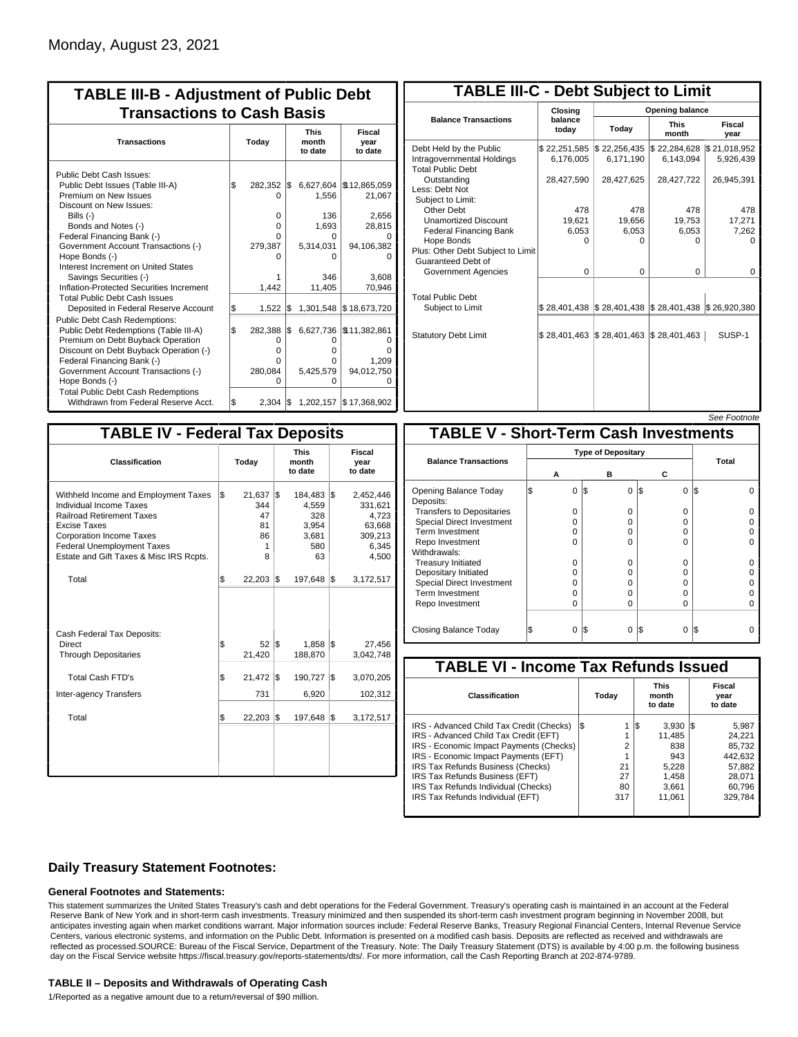Monday, August 23, 2021

## TABLE III-B - Adjustment of Public Debt Transactions to Cash Basis

| Transactions | Today | This month to date | Fiscal year to date |
|---|---|---|---|
| Public Debt Cash Issues: | | | |
| Public Debt Issues (Table III-A) | $ 282,352 | $ 6,627,604 | $ 12,865,059 |
| Premium on New Issues | 0 | 1,556 | 21,067 |
| Discount on New Issues: | | | |
| Bills (-) | 0 | 136 | 2,656 |
| Bonds and Notes (-) | 0 | 1,693 | 28,815 |
| Federal Financing Bank (-) | 0 | 0 | 0 |
| Government Account Transactions (-) | 279,387 | 5,314,031 | 94,106,382 |
| Hope Bonds (-) | 0 | 0 | 0 |
| Interest Increment on United States Savings Securities (-) | 1 | 346 | 3,608 |
| Inflation-Protected Securities Increment | 1,442 | 11,405 | 70,946 |
| Total Public Debt Cash Issues Deposited in Federal Reserve Account | $ 1,522 | $ 1,301,548 | $ 18,673,720 |
| Public Debt Cash Redemptions: | | | |
| Public Debt Redemptions (Table III-A) | $ 282,388 | $ 6,627,736 | $ 11,382,861 |
| Premium on Debt Buyback Operation | 0 | 0 | 0 |
| Discount on Debt Buyback Operation (-) | 0 | 0 | 0 |
| Federal Financing Bank (-) | 0 | 0 | 1,209 |
| Government Account Transactions (-) | 280,084 | 5,425,579 | 94,012,750 |
| Hope Bonds (-) | 0 | 0 | 0 |
| Total Public Debt Cash Redemptions Withdrawn from Federal Reserve Acct. | $ 2,304 | $ 1,202,157 | $ 17,368,902 |

## TABLE III-C - Debt Subject to Limit

| Balance Transactions | Closing balance today | Opening balance Today | Opening balance This month | Opening balance Fiscal year |
|---|---|---|---|---|
| Debt Held by the Public | $ 22,251,585 | $ 22,256,435 | $ 22,284,628 | $ 21,018,952 |
| Intragovernmental Holdings | 6,176,005 | 6,171,190 | 6,143,094 | 5,926,439 |
| Total Public Debt Outstanding | 28,427,590 | 28,427,625 | 28,427,722 | 26,945,391 |
| Less: Debt Not Subject to Limit: | | | | |
| Other Debt | 478 | 478 | 478 | 478 |
| Unamortized Discount | 19,621 | 19,656 | 19,753 | 17,271 |
| Federal Financing Bank | 6,053 | 6,053 | 6,053 | 7,262 |
| Hope Bonds | 0 | 0 | 0 | 0 |
| Plus: Other Debt Subject to Limit | | | | |
| Guaranteed Debt of Government Agencies | 0 | 0 | 0 | 0 |
| Total Public Debt Subject to Limit | $ 28,401,438 | $ 28,401,438 | $ 28,401,438 | $ 26,920,380 |
| Statutory Debt Limit | $ 28,401,463 | $ 28,401,463 | $ 28,401,463 | SUSP-1 |

*See Footnote*

## TABLE IV - Federal Tax Deposits

| Classification | Today | This month to date | Fiscal year to date |
|---|---|---|---|
| Withheld Income and Employment Taxes | $ 21,637 | $ 184,483 | $ 2,452,446 |
| Individual Income Taxes | 344 | 4,559 | 331,621 |
| Railroad Retirement Taxes | 47 | 328 | 4,723 |
| Excise Taxes | 81 | 3,954 | 63,668 |
| Corporation Income Taxes | 86 | 3,681 | 309,213 |
| Federal Unemployment Taxes | 1 | 580 | 6,345 |
| Estate and Gift Taxes & Misc IRS Rcpts. | 8 | 63 | 4,500 |
| Total | $ 22,203 | $ 197,648 | $ 3,172,517 |
| Cash Federal Tax Deposits: | | | |
| Direct | $ 52 | $ 1,858 | $ 27,456 |
| Through Depositaries | 21,420 | 188,870 | 3,042,748 |
| Total Cash FTD's | $ 21,472 | $ 190,727 | $ 3,070,205 |
| Inter-agency Transfers | 731 | 6,920 | 102,312 |
| Total | $ 22,203 | $ 197,648 | $ 3,172,517 |

## TABLE V - Short-Term Cash Investments

| Balance Transactions | A | B | C | Total |
|---|---|---|---|---|
| Opening Balance Today | $ 0 | $ 0 | $ 0 | $ 0 |
| Deposits: | | | | |
| Transfers to Depositaries | 0 | 0 | 0 | 0 |
| Special Direct Investment | 0 | 0 | 0 | 0 |
| Term Investment | 0 | 0 | 0 | 0 |
| Repo Investment | 0 | 0 | 0 | 0 |
| Withdrawals: | | | | |
| Treasury Initiated | 0 | 0 | 0 | 0 |
| Depositary Initiated | 0 | 0 | 0 | 0 |
| Special Direct Investment | 0 | 0 | 0 | 0 |
| Term Investment | 0 | 0 | 0 | 0 |
| Repo Investment | 0 | 0 | 0 | 0 |
| Closing Balance Today | $ 0 | $ 0 | $ 0 | $ 0 |

## TABLE VI - Income Tax Refunds Issued

| Classification | Today | This month to date | Fiscal year to date |
|---|---|---|---|
| IRS - Advanced Child Tax Credit (Checks) | $ 1 | $ 3,930 | $ 5,987 |
| IRS - Advanced Child Tax Credit (EFT) | 1 | 11,485 | 24,221 |
| IRS - Economic Impact Payments (Checks) | 2 | 838 | 85,732 |
| IRS - Economic Impact Payments (EFT) | 1 | 943 | 442,632 |
| IRS Tax Refunds Business (Checks) | 21 | 5,228 | 57,882 |
| IRS Tax Refunds Business (EFT) | 27 | 1,458 | 28,071 |
| IRS Tax Refunds Individual (Checks) | 80 | 3,661 | 60,796 |
| IRS Tax Refunds Individual (EFT) | 317 | 11,061 | 329,784 |

### Daily Treasury Statement Footnotes:

**General Footnotes and Statements:**

This statement summarizes the United States Treasury's cash and debt operations for the Federal Government. Treasury's operating cash is maintained in an account at the Federal Reserve Bank of New York and in short-term cash investments. Treasury minimized and then suspended its short-term cash investment program beginning in November 2008, but anticipates investing again when market conditions warrant. Major information sources include: Federal Reserve Banks, Treasury Regional Financial Centers, Internal Revenue Service Centers, various electronic systems, and information on the Public Debt. Information is presented on a modified cash basis. Deposits are reflected as received and withdrawals are reflected as processed.SOURCE: Bureau of the Fiscal Service, Department of the Treasury. Note: The Daily Treasury Statement (DTS) is available by 4:00 p.m. the following business day on the Fiscal Service website https://fiscal.treasury.gov/reports-statements/dts/. For more information, call the Cash Reporting Branch at 202-874-9789.

**TABLE II – Deposits and Withdrawals of Operating Cash**

1/Reported as a negative amount due to a return/reversal of $90 million.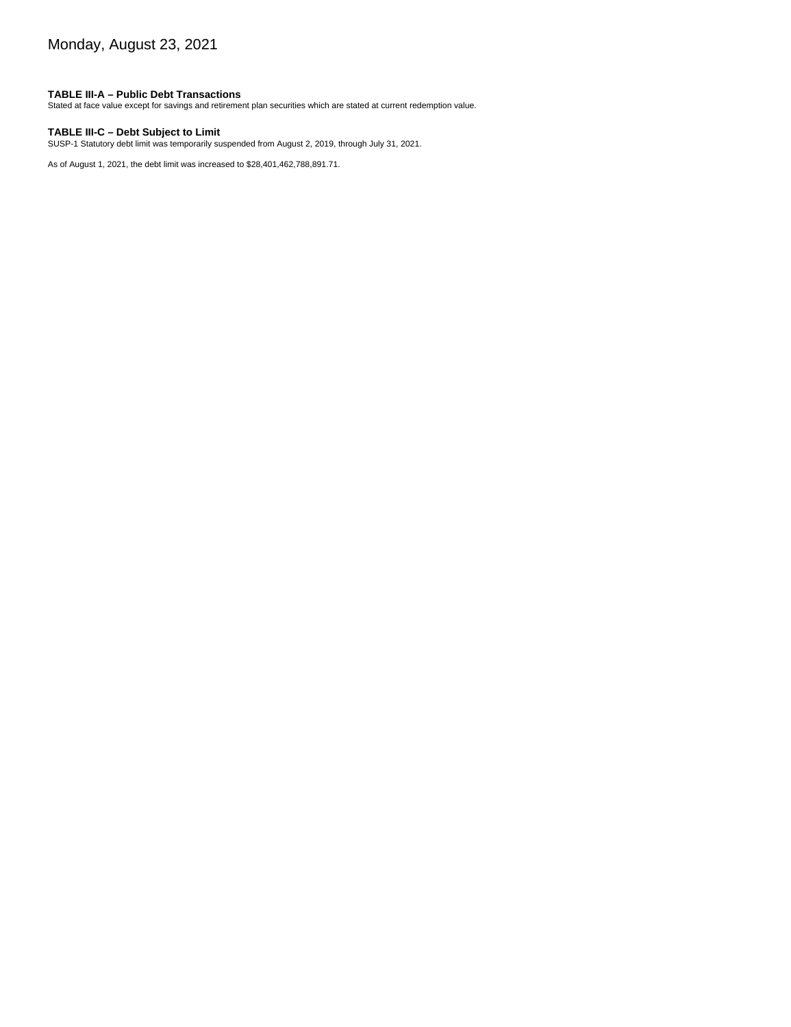Monday, August 23, 2021

**TABLE III-A – Public Debt Transactions**

Stated at face value except for savings and retirement plan securities which are stated at current redemption value.

**TABLE III-C – Debt Subject to Limit**

SUSP-1 Statutory debt limit was temporarily suspended from August 2, 2019, through July 31, 2021.

As of August 1, 2021, the debt limit was increased to $28,401,462,788,891.71.